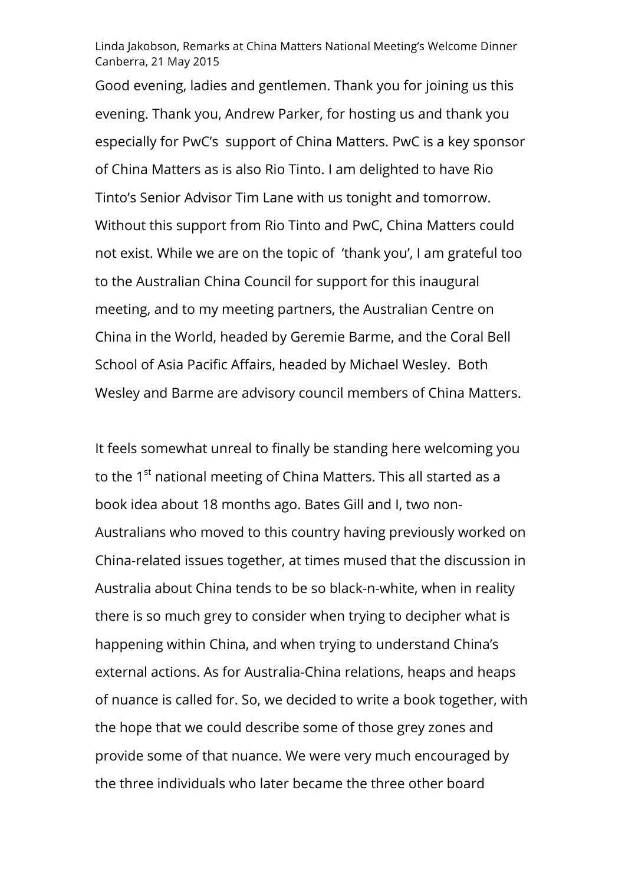Linda Jakobson, Remarks at China Matters National Meeting's Welcome Dinner
Canberra, 21 May 2015

Good evening, ladies and gentlemen. Thank you for joining us this evening. Thank you, Andrew Parker, for hosting us and thank you especially for PwC's support of China Matters. PwC is a key sponsor of China Matters as is also Rio Tinto. I am delighted to have Rio Tinto's Senior Advisor Tim Lane with us tonight and tomorrow. Without this support from Rio Tinto and PwC, China Matters could not exist. While we are on the topic of 'thank you', I am grateful too to the Australian China Council for support for this inaugural meeting, and to my meeting partners, the Australian Centre on China in the World, headed by Geremie Barme, and the Coral Bell School of Asia Pacific Affairs, headed by Michael Wesley. Both Wesley and Barme are advisory council members of China Matters.

It feels somewhat unreal to finally be standing here welcoming you to the 1st national meeting of China Matters. This all started as a book idea about 18 months ago. Bates Gill and I, two non-Australians who moved to this country having previously worked on China-related issues together, at times mused that the discussion in Australia about China tends to be so black-n-white, when in reality there is so much grey to consider when trying to decipher what is happening within China, and when trying to understand China's external actions. As for Australia-China relations, heaps and heaps of nuance is called for. So, we decided to write a book together, with the hope that we could describe some of those grey zones and provide some of that nuance. We were very much encouraged by the three individuals who later became the three other board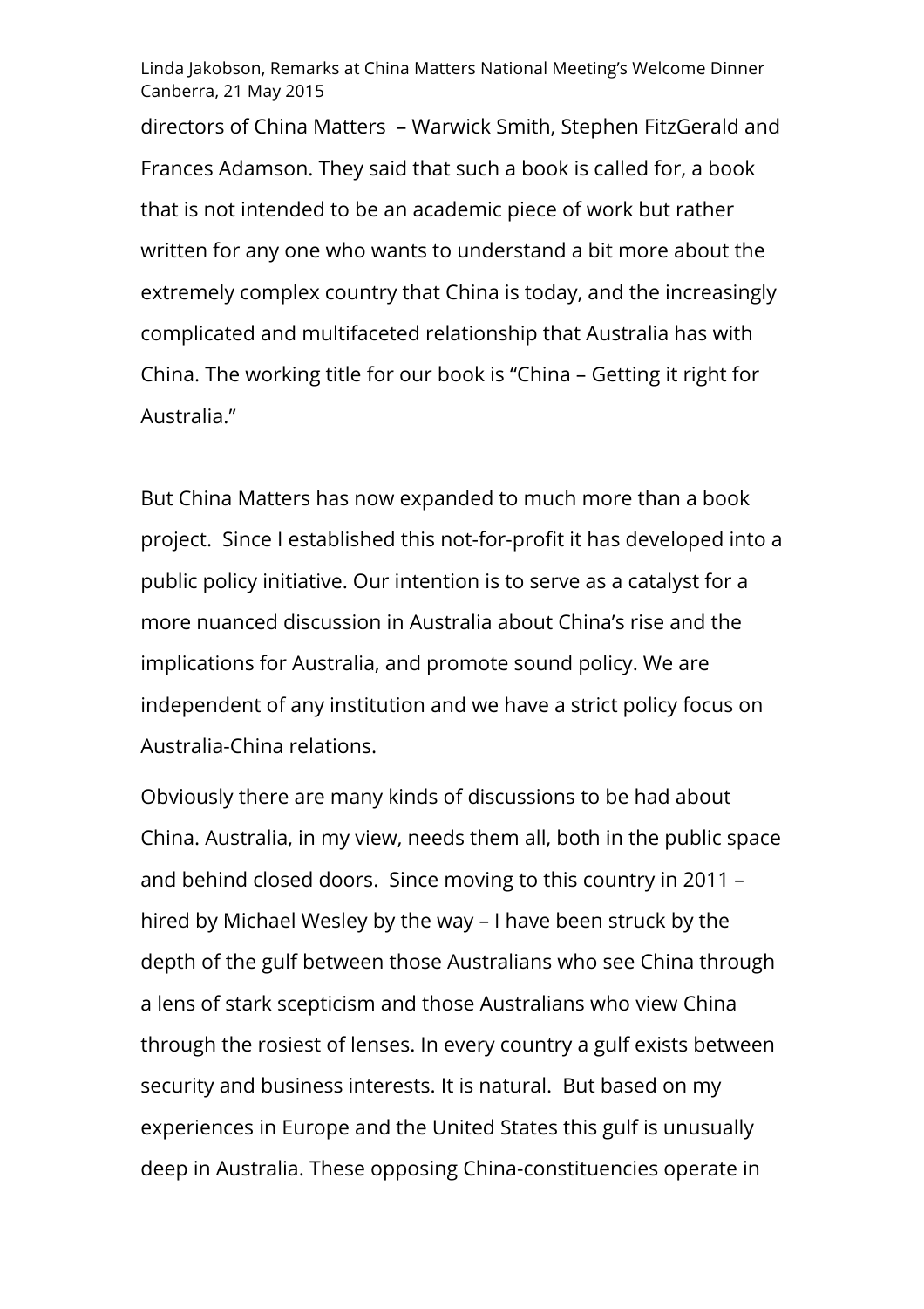directors of China Matters – Warwick Smith, Stephen FitzGerald and Frances Adamson. They said that such a book is called for, a book that is not intended to be an academic piece of work but rather written for any one who wants to understand a bit more about the extremely complex country that China is today, and the increasingly complicated and multifaceted relationship that Australia has with China. The working title for our book is "China – Getting it right for Australia."

But China Matters has now expanded to much more than a book project. Since I established this not-for-profit it has developed into a public policy initiative. Our intention is to serve as a catalyst for a more nuanced discussion in Australia about China's rise and the implications for Australia, and promote sound policy. We are independent of any institution and we have a strict policy focus on Australia-China relations.

Obviously there are many kinds of discussions to be had about China. Australia, in my view, needs them all, both in the public space and behind closed doors. Since moving to this country in 2011 – hired by Michael Wesley by the way – I have been struck by the depth of the gulf between those Australians who see China through a lens of stark scepticism and those Australians who view China through the rosiest of lenses. In every country a gulf exists between security and business interests. It is natural. But based on my experiences in Europe and the United States this gulf is unusually deep in Australia. These opposing China-constituencies operate in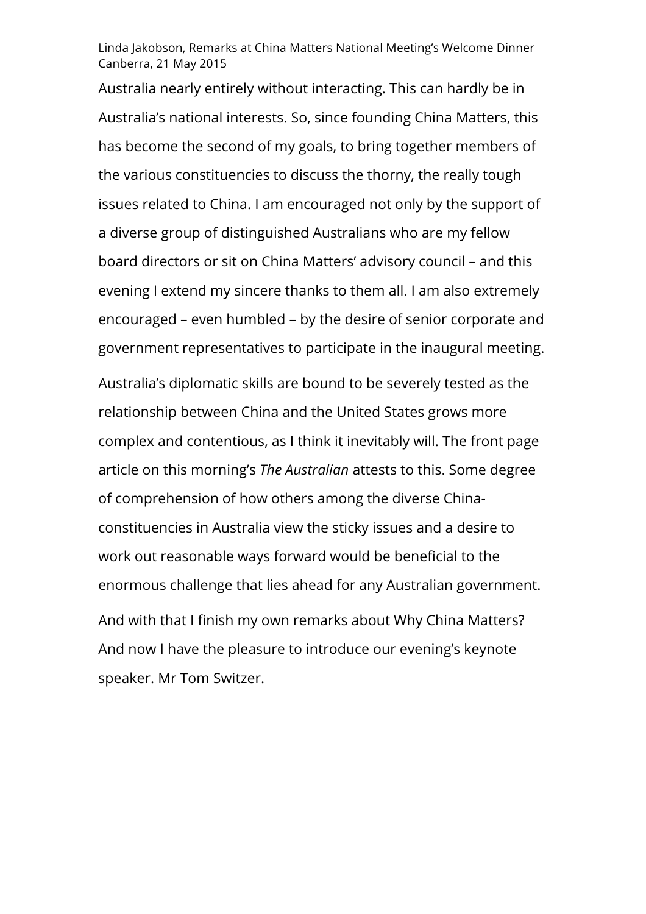Australia nearly entirely without interacting. This can hardly be in Australia's national interests. So, since founding China Matters, this has become the second of my goals, to bring together members of the various constituencies to discuss the thorny, the really tough issues related to China. I am encouraged not only by the support of a diverse group of distinguished Australians who are my fellow board directors or sit on China Matters' advisory council – and this evening I extend my sincere thanks to them all. I am also extremely encouraged – even humbled – by the desire of senior corporate and government representatives to participate in the inaugural meeting.

Australia's diplomatic skills are bound to be severely tested as the relationship between China and the United States grows more complex and contentious, as I think it inevitably will. The front page article on this morning's *The Australian* attests to this. Some degree of comprehension of how others among the diverse China-constituencies in Australia view the sticky issues and a desire to work out reasonable ways forward would be beneficial to the enormous challenge that lies ahead for any Australian government.

And with that I finish my own remarks about Why China Matters? And now I have the pleasure to introduce our evening's keynote speaker. Mr Tom Switzer.